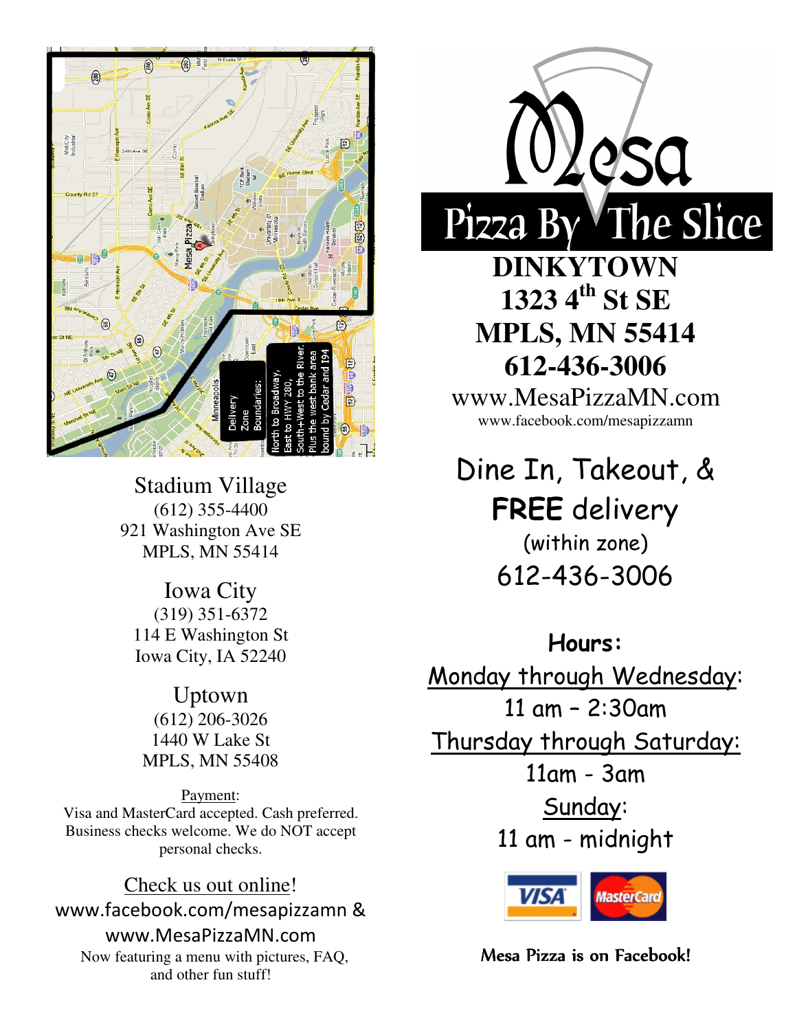Delivery Zone Boundaries: North to Broadway, East to HWY 280, South+West to the River. Plus the west bank area bound by Cedar and I94

Stadium Village
(612) 355-4400
921 Washington Ave SE
MPLS, MN 55414

Iowa City
(319) 351-6372
114 E Washington St
Iowa City, IA 52240

Uptown
(612) 206-3026
1440 W Lake St
MPLS, MN 55408

Payment:
Visa and MasterCard accepted. Cash preferred. Business checks welcome. We do NOT accept personal checks.

Check us out online!
www.facebook.com/mesapizzamn &
www.MesaPizzaMN.com
Now featuring a menu with pictures, FAQ, and other fun stuff!

# Mesa

## Pizza By The Slice

**DINKYTOWN**
**1323 4th St SE**
**MPLS, MN 55414**
**612-436-3006**

www.MesaPizzaMN.com
www.facebook.com/mesapizzamn

Dine In, Takeout, &
**FREE** delivery
(within zone)
612-436-3006

**Hours:**

Monday through Wednesday:
11 am – 2:30am

Thursday through Saturday:
11am - 3am

Sunday:
11 am - midnight

VISA MasterCard

Mesa Pizza is on Facebook!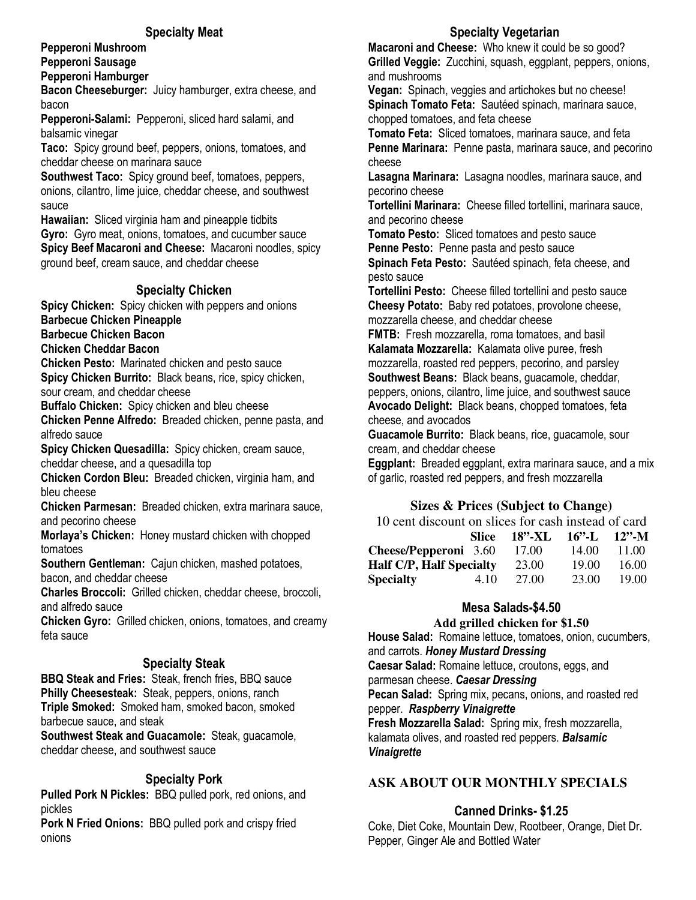## Specialty Meat

**Pepperoni Mushroom**
**Pepperoni Sausage**
**Pepperoni Hamburger**
**Bacon Cheeseburger:** Juicy hamburger, extra cheese, and bacon
**Pepperoni-Salami:** Pepperoni, sliced hard salami, and balsamic vinegar
**Taco:** Spicy ground beef, peppers, onions, tomatoes, and cheddar cheese on marinara sauce
**Southwest Taco:** Spicy ground beef, tomatoes, peppers, onions, cilantro, lime juice, cheddar cheese, and southwest sauce
**Hawaiian:** Sliced virginia ham and pineapple tidbits
**Gyro:** Gyro meat, onions, tomatoes, and cucumber sauce
**Spicy Beef Macaroni and Cheese:** Macaroni noodles, spicy ground beef, cream sauce, and cheddar cheese

## Specialty Chicken

**Spicy Chicken:** Spicy chicken with peppers and onions
**Barbecue Chicken Pineapple**
**Barbecue Chicken Bacon**
**Chicken Cheddar Bacon**
**Chicken Pesto:** Marinated chicken and pesto sauce
**Spicy Chicken Burrito:** Black beans, rice, spicy chicken, sour cream, and cheddar cheese
**Buffalo Chicken:** Spicy chicken and bleu cheese
**Chicken Penne Alfredo:** Breaded chicken, penne pasta, and alfredo sauce
**Spicy Chicken Quesadilla:** Spicy chicken, cream sauce, cheddar cheese, and a quesadilla top
**Chicken Cordon Bleu:** Breaded chicken, virginia ham, and bleu cheese
**Chicken Parmesan:** Breaded chicken, extra marinara sauce, and pecorino cheese
**Morlaya's Chicken:** Honey mustard chicken with chopped tomatoes
**Southern Gentleman:** Cajun chicken, mashed potatoes, bacon, and cheddar cheese
**Charles Broccoli:** Grilled chicken, cheddar cheese, broccoli, and alfredo sauce
**Chicken Gyro:** Grilled chicken, onions, tomatoes, and creamy feta sauce

## Specialty Steak

**BBQ Steak and Fries:** Steak, french fries, BBQ sauce
**Philly Cheesesteak:** Steak, peppers, onions, ranch
**Triple Smoked:** Smoked ham, smoked bacon, smoked barbecue sauce, and steak
**Southwest Steak and Guacamole:** Steak, guacamole, cheddar cheese, and southwest sauce

## Specialty Pork

**Pulled Pork N Pickles:** BBQ pulled pork, red onions, and pickles
**Pork N Fried Onions:** BBQ pulled pork and crispy fried onions

## Specialty Vegetarian

**Macaroni and Cheese:** Who knew it could be so good?
**Grilled Veggie:** Zucchini, squash, eggplant, peppers, onions, and mushrooms
**Vegan:** Spinach, veggies and artichokes but no cheese!
**Spinach Tomato Feta:** Sautéed spinach, marinara sauce, chopped tomatoes, and feta cheese
**Tomato Feta:** Sliced tomatoes, marinara sauce, and feta
**Penne Marinara:** Penne pasta, marinara sauce, and pecorino cheese
**Lasagna Marinara:** Lasagna noodles, marinara sauce, and pecorino cheese
**Tortellini Marinara:** Cheese filled tortellini, marinara sauce, and pecorino cheese
**Tomato Pesto:** Sliced tomatoes and pesto sauce
**Penne Pesto:** Penne pasta and pesto sauce
**Spinach Feta Pesto:** Sautéed spinach, feta cheese, and pesto sauce
**Tortellini Pesto:** Cheese filled tortellini and pesto sauce
**Cheesy Potato:** Baby red potatoes, provolone cheese, mozzarella cheese, and cheddar cheese
**FMTB:** Fresh mozzarella, roma tomatoes, and basil
**Kalamata Mozzarella:** Kalamata olive puree, fresh mozzarella, roasted red peppers, pecorino, and parsley
**Southwest Beans:** Black beans, guacamole, cheddar, peppers, onions, cilantro, lime juice, and southwest sauce
**Avocado Delight:** Black beans, chopped tomatoes, feta cheese, and avocados
**Guacamole Burrito:** Black beans, rice, guacamole, sour cream, and cheddar cheese
**Eggplant:** Breaded eggplant, extra marinara sauce, and a mix of garlic, roasted red peppers, and fresh mozzarella

## Sizes & Prices (Subject to Change)

10 cent discount on slices for cash instead of card

| | Slice | 18"-XL | 16"-L | 12"-M |
|---|---|---|---|---|
| **Cheese/Pepperoni** | 3.60 | 17.00 | 14.00 | 11.00 |
| **Half C/P, Half Specialty** | | 23.00 | 19.00 | 16.00 |
| **Specialty** | 4.10 | 27.00 | 23.00 | 19.00 |

## Mesa Salads-$4.50

**Add grilled chicken for $1.50**

**House Salad:** Romaine lettuce, tomatoes, onion, cucumbers, and carrots. ***Honey Mustard Dressing***
**Caesar Salad:** Romaine lettuce, croutons, eggs, and parmesan cheese. ***Caesar Dressing***
**Pecan Salad:** Spring mix, pecans, onions, and roasted red pepper. ***Raspberry Vinaigrette***
**Fresh Mozzarella Salad:** Spring mix, fresh mozzarella, kalamata olives, and roasted red peppers. ***Balsamic Vinaigrette***

## ASK ABOUT OUR MONTHLY SPECIALS

## Canned Drinks- $1.25

Coke, Diet Coke, Mountain Dew, Rootbeer, Orange, Diet Dr. Pepper, Ginger Ale and Bottled Water